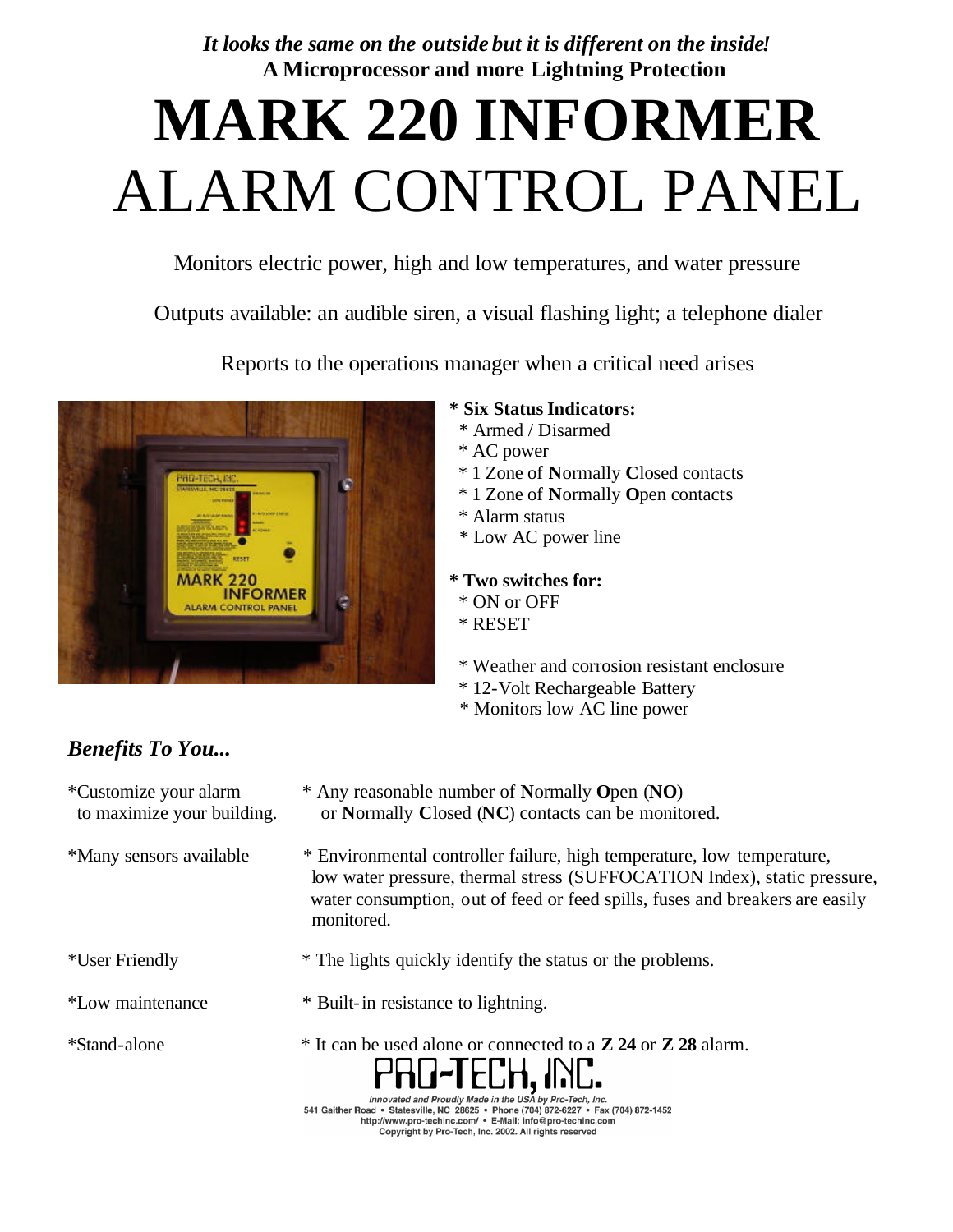*It looks the same on the outside but it is different on the inside!*
**A Microprocessor and more Lightning Protection**

# MARK 220 INFORMER
# ALARM CONTROL PANEL

Monitors electric power, high and low temperatures, and water pressure

Outputs available: an audible siren, a visual flashing light; a telephone dialer

Reports to the operations manager when a critical need arises

**\* Six Status Indicators:**
- \* Armed / Disarmed
- \* AC power
- \* 1 Zone of **N**ormally **C**losed contacts
- \* 1 Zone of **N**ormally **O**pen contacts
- \* Alarm status
- \* Low AC power line

**\* Two switches for:**
- \* ON or OFF
- \* RESET

- \* Weather and corrosion resistant enclosure
- \* 12-Volt Rechargeable Battery
- \* Monitors low AC line power

## *Benefits To You...*

| | |
|---|---|
| *Customize your alarm to maximize your building. | * Any reasonable number of **N**ormally **O**pen (**NO**) or **N**ormally **C**losed (**NC**) contacts can be monitored. |
| *Many sensors available | * Environmental controller failure, high temperature, low temperature, low water pressure, thermal stress (SUFFOCATION Index), static pressure, water consumption, out of feed or feed spills, fuses and breakers are easily monitored. |
| *User Friendly | * The lights quickly identify the status or the problems. |
| *Low maintenance | * Built-in resistance to lightning. |
| *Stand-alone | * It can be used alone or connected to a **Z 24** or **Z 28** alarm. |

**PRO-TECH, INC.**

*Innovated and Proudly Made in the USA by Pro-Tech, Inc.*
541 Gaither Road • Statesville, NC 28625 • Phone (704) 872-6227 • Fax (704) 872-1452
http://www.pro-techinc.com/ • E-Mail: info@pro-techinc.com
Copyright by Pro-Tech, Inc. 2002. All rights reserved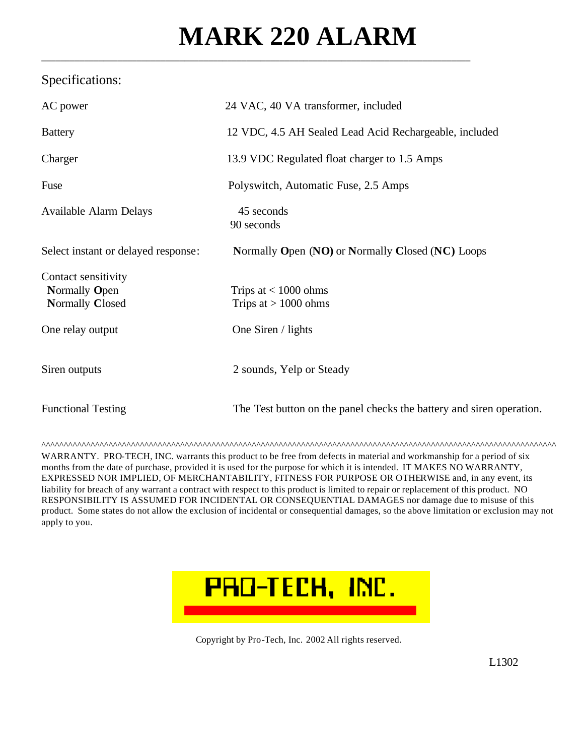# MARK 220 ALARM

Specifications:

| | |
|---|---|
| AC power | 24 VAC, 40 VA transformer, included |
| Battery | 12 VDC, 4.5 AH Sealed Lead Acid Rechargeable, included |
| Charger | 13.9 VDC Regulated float charger to 1.5 Amps |
| Fuse | Polyswitch, Automatic Fuse, 2.5 Amps |
| Available Alarm Delays | 45 seconds<br>90 seconds |
| Select instant or delayed response: | **N**ormally **O**pen (**NO)** or **N**ormally **C**losed (**NC)** Loops |
| Contact sensitivity<br>**N**ormally **O**pen<br>**N**ormally **C**losed | <br>Trips at < 1000 ohms<br>Trips at > 1000 ohms |
| One relay output | One Siren / lights |
| Siren outputs | 2 sounds, Yelp or Steady |
| Functional Testing | The Test button on the panel checks the battery and siren operation. |

^^^^^^^^^^^^^^^^^^^^^^^^^^^^^^^^^^^^^^^^^^^^^^^^^^^^^^^^^^^^^^^^^^^^^^^^^^^^^^^^^^^^^^^^^^^^^^^^^^^^^^

WARRANTY. PRO-TECH, INC. warrants this product to be free from defects in material and workmanship for a period of six months from the date of purchase, provided it is used for the purpose for which it is intended. IT MAKES NO WARRANTY, EXPRESSED NOR IMPLIED, OF MERCHANTABILITY, FITNESS FOR PURPOSE OR OTHERWISE and, in any event, its liability for breach of any warrant a contract with respect to this product is limited to repair or replacement of this product. NO RESPONSIBILITY IS ASSUMED FOR INCIDENTAL OR CONSEQUENTIAL DAMAGES nor damage due to misuse of this product. Some states do not allow the exclusion of incidental or consequential damages, so the above limitation or exclusion may not apply to you.

PRO-TECH, INC.

Copyright by Pro-Tech, Inc. 2002 All rights reserved.

L1302